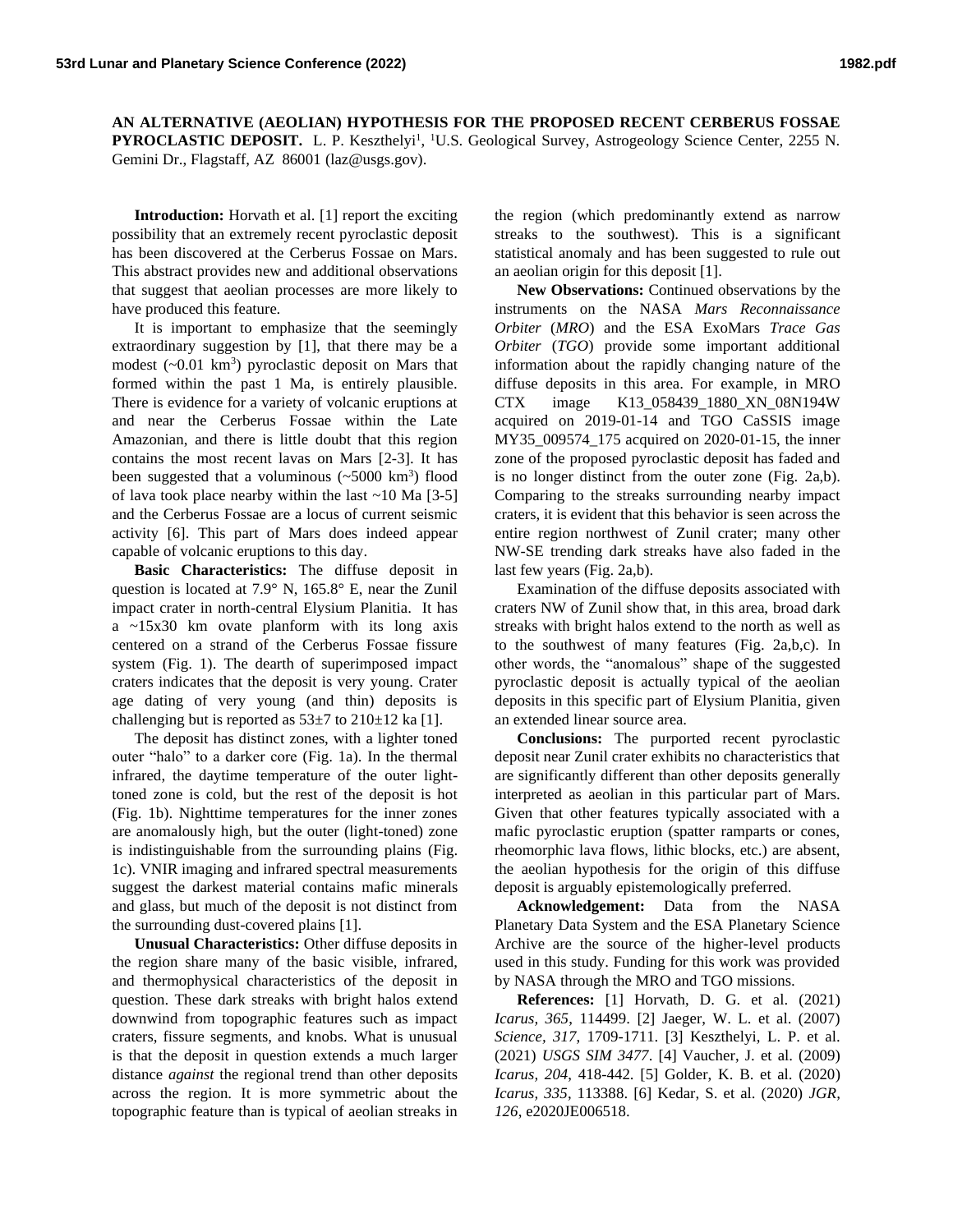# AN ALTERNATIVE (AEOLIAN) HYPOTHESIS FOR THE PROPOSED RECENT CERBERUS FOSSAE PYROCLASTIC DEPOSIT.

L. P. Keszthelyi[1], [1]U.S. Geological Survey, Astrogeology Science Center, 2255 N. Gemini Dr., Flagstaff, AZ 86001 (laz@usgs.gov).

**Introduction:** Horvath et al. [1] report the exciting possibility that an extremely recent pyroclastic deposit has been discovered at the Cerberus Fossae on Mars. This abstract provides new and additional observations that suggest that aeolian processes are more likely to have produced this feature.

It is important to emphasize that the seemingly extraordinary suggestion by [1], that there may be a modest (~0.01 km$^3$) pyroclastic deposit on Mars that formed within the past 1 Ma, is entirely plausible. There is evidence for a variety of volcanic eruptions at and near the Cerberus Fossae within the Late Amazonian, and there is little doubt that this region contains the most recent lavas on Mars [2-3]. It has been suggested that a voluminous (~5000 km$^3$) flood of lava took place nearby within the last ~10 Ma [3-5] and the Cerberus Fossae are a locus of current seismic activity [6]. This part of Mars does indeed appear capable of volcanic eruptions to this day.

**Basic Characteristics:** The diffuse deposit in question is located at 7.9° N, 165.8° E, near the Zunil impact crater in north-central Elysium Planitia. It has a ~15x30 km ovate planform with its long axis centered on a strand of the Cerberus Fossae fissure system (Fig. 1). The dearth of superimposed impact craters indicates that the deposit is very young. Crater age dating of very young (and thin) deposits is challenging but is reported as 53±7 to 210±12 ka [1].

The deposit has distinct zones, with a lighter toned outer "halo" to a darker core (Fig. 1a). In the thermal infrared, the daytime temperature of the outer light-toned zone is cold, but the rest of the deposit is hot (Fig. 1b). Nighttime temperatures for the inner zones are anomalously high, but the outer (light-toned) zone is indistinguishable from the surrounding plains (Fig. 1c). VNIR imaging and infrared spectral measurements suggest the darkest material contains mafic minerals and glass, but much of the deposit is not distinct from the surrounding dust-covered plains [1].

**Unusual Characteristics:** Other diffuse deposits in the region share many of the basic visible, infrared, and thermophysical characteristics of the deposit in question. These dark streaks with bright halos extend downwind from topographic features such as impact craters, fissure segments, and knobs. What is unusual is that the deposit in question extends a much larger distance *against* the regional trend than other deposits across the region. It is more symmetric about the topographic feature than is typical of aeolian streaks in the region (which predominantly extend as narrow streaks to the southwest). This is a significant statistical anomaly and has been suggested to rule out an aeolian origin for this deposit [1].

**New Observations:** Continued observations by the instruments on the NASA *Mars Reconnaissance Orbiter* (*MRO*) and the ESA ExoMars *Trace Gas Orbiter* (*TGO*) provide some important additional information about the rapidly changing nature of the diffuse deposits in this area. For example, in MRO CTX image K13_058439_1880_XN_08N194W acquired on 2019-01-14 and TGO CaSSIS image MY35_009574_175 acquired on 2020-01-15, the inner zone of the proposed pyroclastic deposit has faded and is no longer distinct from the outer zone (Fig. 2a,b). Comparing to the streaks surrounding nearby impact craters, it is evident that this behavior is seen across the entire region northwest of Zunil crater; many other NW-SE trending dark streaks have also faded in the last few years (Fig. 2a,b).

Examination of the diffuse deposits associated with craters NW of Zunil show that, in this area, broad dark streaks with bright halos extend to the north as well as to the southwest of many features (Fig. 2a,b,c). In other words, the "anomalous" shape of the suggested pyroclastic deposit is actually typical of the aeolian deposits in this specific part of Elysium Planitia, given an extended linear source area.

**Conclusions:** The purported recent pyroclastic deposit near Zunil crater exhibits no characteristics that are significantly different than other deposits generally interpreted as aeolian in this particular part of Mars. Given that other features typically associated with a mafic pyroclastic eruption (spatter ramparts or cones, rheomorphic lava flows, lithic blocks, etc.) are absent, the aeolian hypothesis for the origin of this diffuse deposit is arguably epistemologically preferred.

**Acknowledgement:** Data from the NASA Planetary Data System and the ESA Planetary Science Archive are the source of the higher-level products used in this study. Funding for this work was provided by NASA through the MRO and TGO missions.

**References:** [1] Horvath, D. G. et al. (2021) *Icarus, 365*, 114499. [2] Jaeger, W. L. et al. (2007) *Science, 317*, 1709-1711. [3] Keszthelyi, L. P. et al. (2021) *USGS SIM 3477*. [4] Vaucher, J. et al. (2009) *Icarus, 204*, 418-442. [5] Golder, K. B. et al. (2020) *Icarus, 335*, 113388. [6] Kedar, S. et al. (2020) *JGR, 126*, e2020JE006518.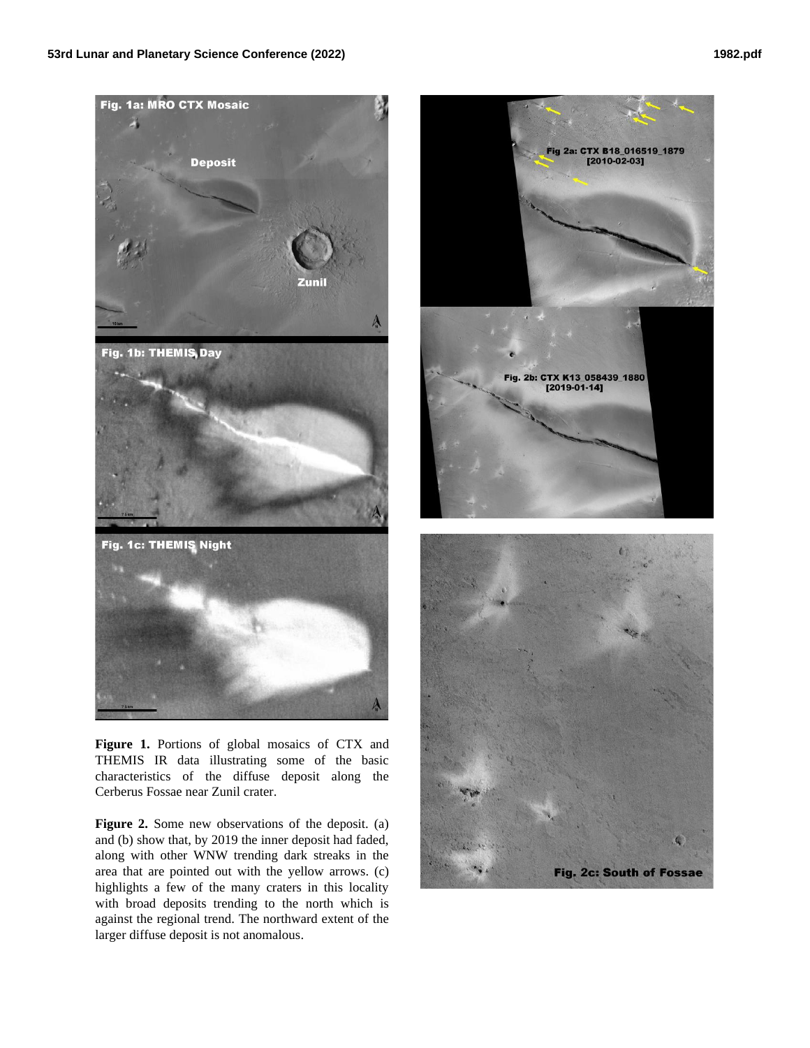**Figure 1.** Portions of global mosaics of CTX and THEMIS IR data illustrating some of the basic characteristics of the diffuse deposit along the Cerberus Fossae near Zunil crater.

**Figure 2.** Some new observations of the deposit. (a) and (b) show that, by 2019 the inner deposit had faded, along with other WNW trending dark streaks in the area that are pointed out with the yellow arrows. (c) highlights a few of the many craters in this locality with broad deposits trending to the north which is against the regional trend. The northward extent of the larger diffuse deposit is not anomalous.